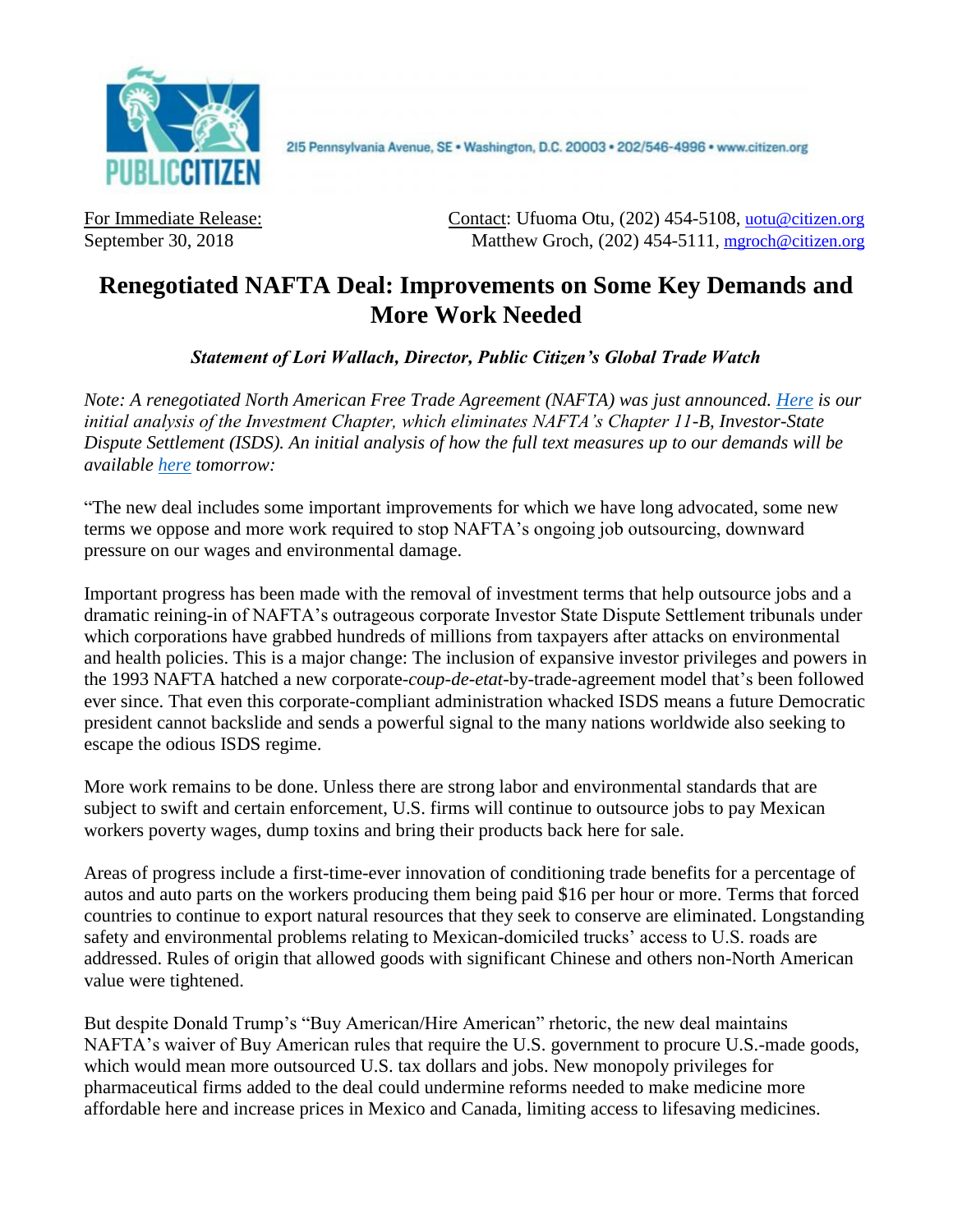PUBLIC CITIZEN

215 Pennsylvania Avenue, SE • Washington, D.C. 20003 • 202/546-4996 • www.citizen.org

For Immediate Release:
September 30, 2018

Contact: Ufuoma Otu, (202) 454-5108, uotu@citizen.org
Matthew Groch, (202) 454-5111, mgroch@citizen.org

# Renegotiated NAFTA Deal: Improvements on Some Key Demands and More Work Needed

***Statement of Lori Wallach, Director, Public Citizen's Global Trade Watch***

*Note: A renegotiated North American Free Trade Agreement (NAFTA) was just announced. [Here](#) is our initial analysis of the Investment Chapter, which eliminates NAFTA's Chapter 11-B, Investor-State Dispute Settlement (ISDS). An initial analysis of how the full text measures up to our demands will be available [here](#) tomorrow:*

"The new deal includes some important improvements for which we have long advocated, some new terms we oppose and more work required to stop NAFTA's ongoing job outsourcing, downward pressure on our wages and environmental damage.

Important progress has been made with the removal of investment terms that help outsource jobs and a dramatic reining-in of NAFTA's outrageous corporate Investor State Dispute Settlement tribunals under which corporations have grabbed hundreds of millions from taxpayers after attacks on environmental and health policies. This is a major change: The inclusion of expansive investor privileges and powers in the 1993 NAFTA hatched a new corporate-*coup-de-etat*-by-trade-agreement model that's been followed ever since. That even this corporate-compliant administration whacked ISDS means a future Democratic president cannot backslide and sends a powerful signal to the many nations worldwide also seeking to escape the odious ISDS regime.

More work remains to be done. Unless there are strong labor and environmental standards that are subject to swift and certain enforcement, U.S. firms will continue to outsource jobs to pay Mexican workers poverty wages, dump toxins and bring their products back here for sale.

Areas of progress include a first-time-ever innovation of conditioning trade benefits for a percentage of autos and auto parts on the workers producing them being paid $16 per hour or more. Terms that forced countries to continue to export natural resources that they seek to conserve are eliminated. Longstanding safety and environmental problems relating to Mexican-domiciled trucks' access to U.S. roads are addressed. Rules of origin that allowed goods with significant Chinese and others non-North American value were tightened.

But despite Donald Trump's "Buy American/Hire American" rhetoric, the new deal maintains NAFTA's waiver of Buy American rules that require the U.S. government to procure U.S.-made goods, which would mean more outsourced U.S. tax dollars and jobs. New monopoly privileges for pharmaceutical firms added to the deal could undermine reforms needed to make medicine more affordable here and increase prices in Mexico and Canada, limiting access to lifesaving medicines.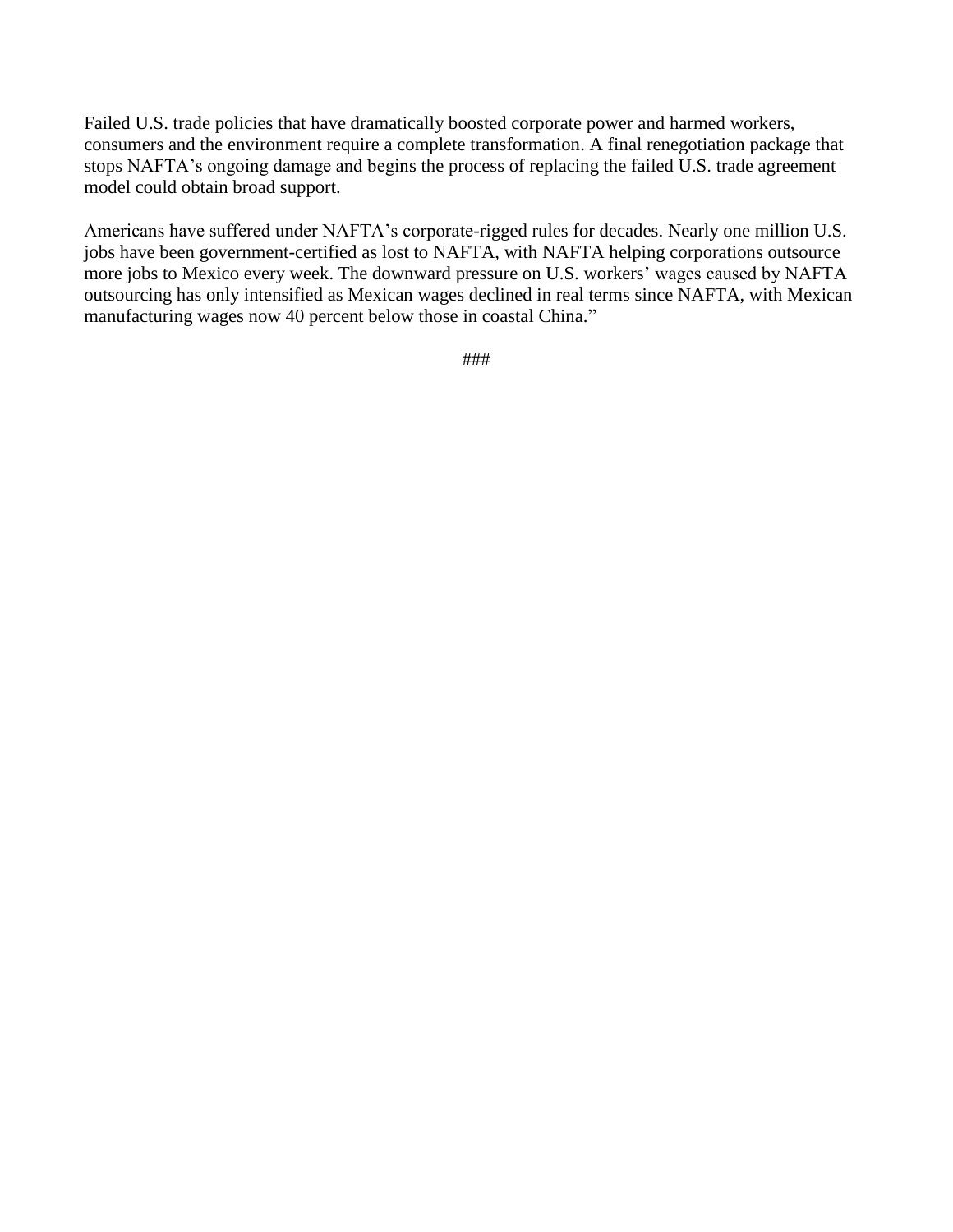Failed U.S. trade policies that have dramatically boosted corporate power and harmed workers, consumers and the environment require a complete transformation. A final renegotiation package that stops NAFTA's ongoing damage and begins the process of replacing the failed U.S. trade agreement model could obtain broad support.

Americans have suffered under NAFTA's corporate-rigged rules for decades. Nearly one million U.S. jobs have been government-certified as lost to NAFTA, with NAFTA helping corporations outsource more jobs to Mexico every week. The downward pressure on U.S. workers' wages caused by NAFTA outsourcing has only intensified as Mexican wages declined in real terms since NAFTA, with Mexican manufacturing wages now 40 percent below those in coastal China."

###